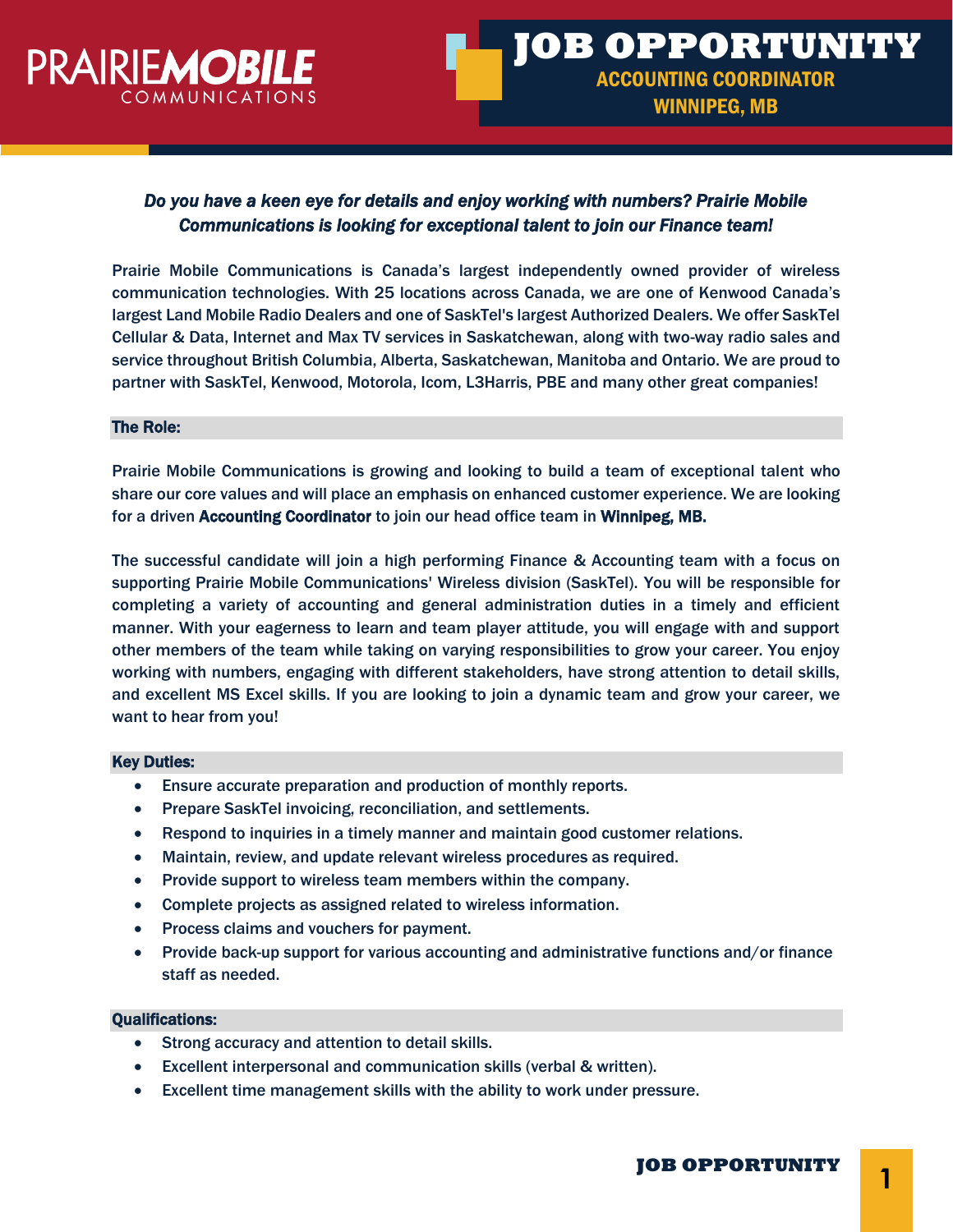PRAIRIE**MOBILE** COMMUNICATIONS

# JOB OPPORTUNITY

## ACCOUNTING COORDINATOR
## WINNIPEG, MB

***Do you have a keen eye for details and enjoy working with numbers? Prairie Mobile Communications is looking for exceptional talent to join our Finance team!***

Prairie Mobile Communications is Canada's largest independently owned provider of wireless communication technologies. With 25 locations across Canada, we are one of Kenwood Canada's largest Land Mobile Radio Dealers and one of SaskTel's largest Authorized Dealers. We offer SaskTel Cellular & Data, Internet and Max TV services in Saskatchewan, along with two-way radio sales and service throughout British Columbia, Alberta, Saskatchewan, Manitoba and Ontario. We are proud to partner with SaskTel, Kenwood, Motorola, Icom, L3Harris, PBE and many other great companies!

### The Role:

Prairie Mobile Communications is growing and looking to build a team of exceptional talent who share our core values and will place an emphasis on enhanced customer experience. We are looking for a driven **Accounting Coordinator** to join our head office team in **Winnipeg, MB.**

The successful candidate will join a high performing Finance & Accounting team with a focus on supporting Prairie Mobile Communications' Wireless division (SaskTel). You will be responsible for completing a variety of accounting and general administration duties in a timely and efficient manner. With your eagerness to learn and team player attitude, you will engage with and support other members of the team while taking on varying responsibilities to grow your career. You enjoy working with numbers, engaging with different stakeholders, have strong attention to detail skills, and excellent MS Excel skills. If you are looking to join a dynamic team and grow your career, we want to hear from you!

### Key Duties:

- Ensure accurate preparation and production of monthly reports.
- Prepare SaskTel invoicing, reconciliation, and settlements.
- Respond to inquiries in a timely manner and maintain good customer relations.
- Maintain, review, and update relevant wireless procedures as required.
- Provide support to wireless team members within the company.
- Complete projects as assigned related to wireless information.
- Process claims and vouchers for payment.
- Provide back-up support for various accounting and administrative functions and/or finance staff as needed.

### Qualifications:

- Strong accuracy and attention to detail skills.
- Excellent interpersonal and communication skills (verbal & written).
- Excellent time management skills with the ability to work under pressure.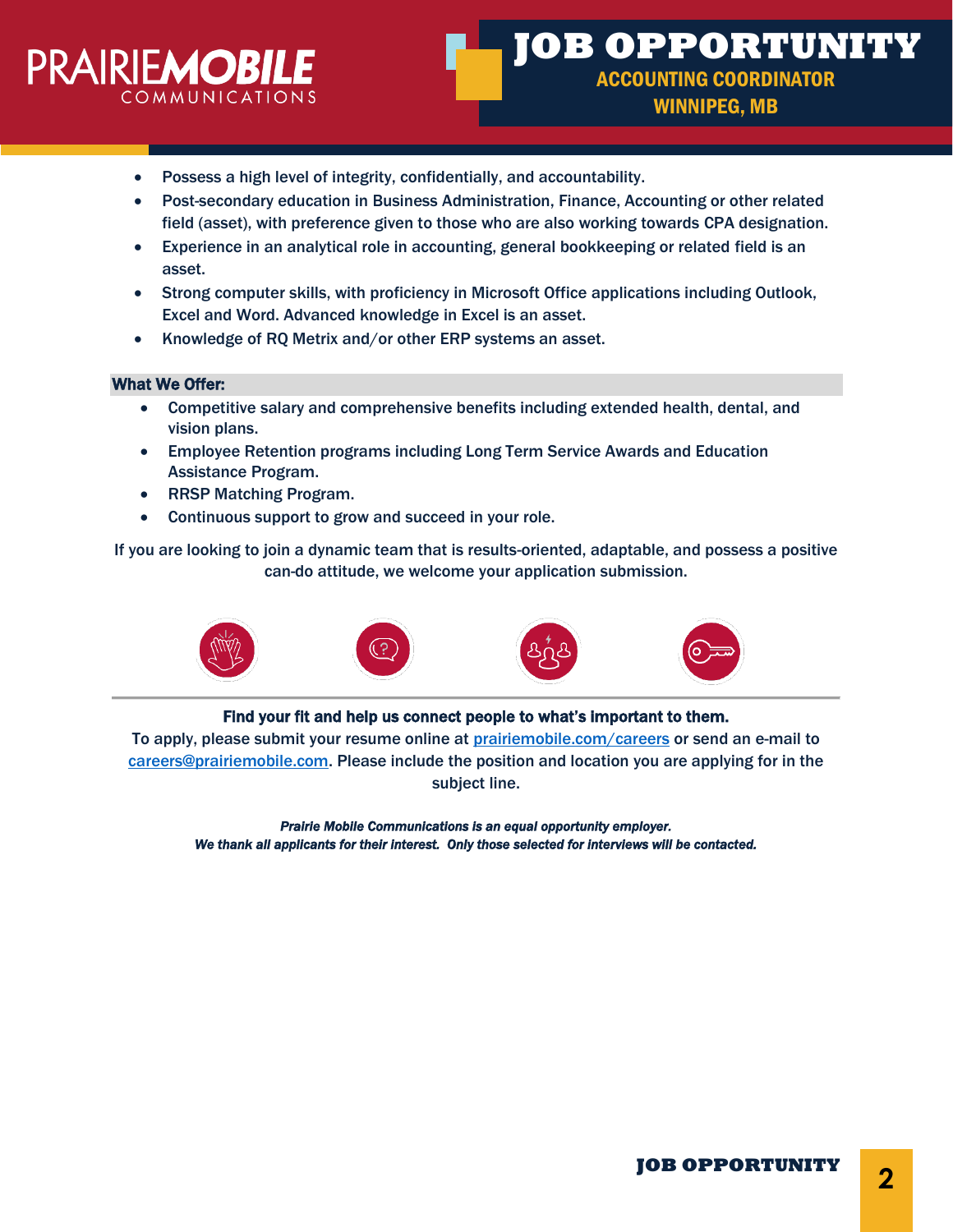# JOB OPPORTUNITY

## ACCOUNTING COORDINATOR

## WINNIPEG, MB

- Possess a high level of integrity, confidentially, and accountability.
- Post-secondary education in Business Administration, Finance, Accounting or other related field (asset), with preference given to those who are also working towards CPA designation.
- Experience in an analytical role in accounting, general bookkeeping or related field is an asset.
- Strong computer skills, with proficiency in Microsoft Office applications including Outlook, Excel and Word. Advanced knowledge in Excel is an asset.
- Knowledge of RQ Metrix and/or other ERP systems an asset.

**What We Offer:**

- Competitive salary and comprehensive benefits including extended health, dental, and vision plans.
- Employee Retention programs including Long Term Service Awards and Education Assistance Program.
- RRSP Matching Program.
- Continuous support to grow and succeed in your role.

If you are looking to join a dynamic team that is results-oriented, adaptable, and possess a positive can-do attitude, we welcome your application submission.

**Find your fit and help us connect people to what's important to them.**

To apply, please submit your resume online at prairiemobile.com/careers or send an e-mail to careers@prairiemobile.com. Please include the position and location you are applying for in the subject line.

***Prairie Mobile Communications is an equal opportunity employer.***
***We thank all applicants for their interest. Only those selected for interviews will be contacted.***